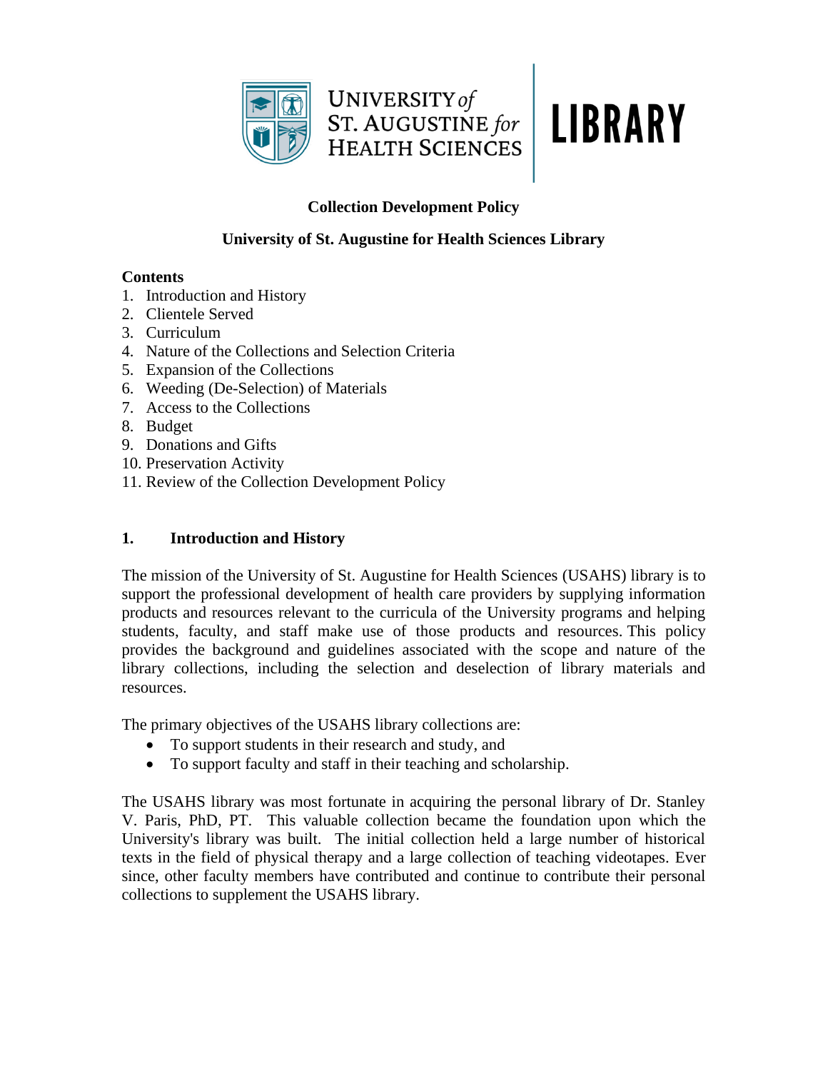UNIVERSITY *of* ST. AUGUSTINE *for* HEALTH SCIENCES | LIBRARY

# Collection Development Policy

## University of St. Augustine for Health Sciences Library

**Contents**

1. Introduction and History
2. Clientele Served
3. Curriculum
4. Nature of the Collections and Selection Criteria
5. Expansion of the Collections
6. Weeding (De-Selection) of Materials
7. Access to the Collections
8. Budget
9. Donations and Gifts
10. Preservation Activity
11. Review of the Collection Development Policy

## 1. Introduction and History

The mission of the University of St. Augustine for Health Sciences (USAHS) library is to support the professional development of health care providers by supplying information products and resources relevant to the curricula of the University programs and helping students, faculty, and staff make use of those products and resources. This policy provides the background and guidelines associated with the scope and nature of the library collections, including the selection and deselection of library materials and resources.

The primary objectives of the USAHS library collections are:

- To support students in their research and study, and
- To support faculty and staff in their teaching and scholarship.

The USAHS library was most fortunate in acquiring the personal library of Dr. Stanley V. Paris, PhD, PT. This valuable collection became the foundation upon which the University's library was built. The initial collection held a large number of historical texts in the field of physical therapy and a large collection of teaching videotapes. Ever since, other faculty members have contributed and continue to contribute their personal collections to supplement the USAHS library.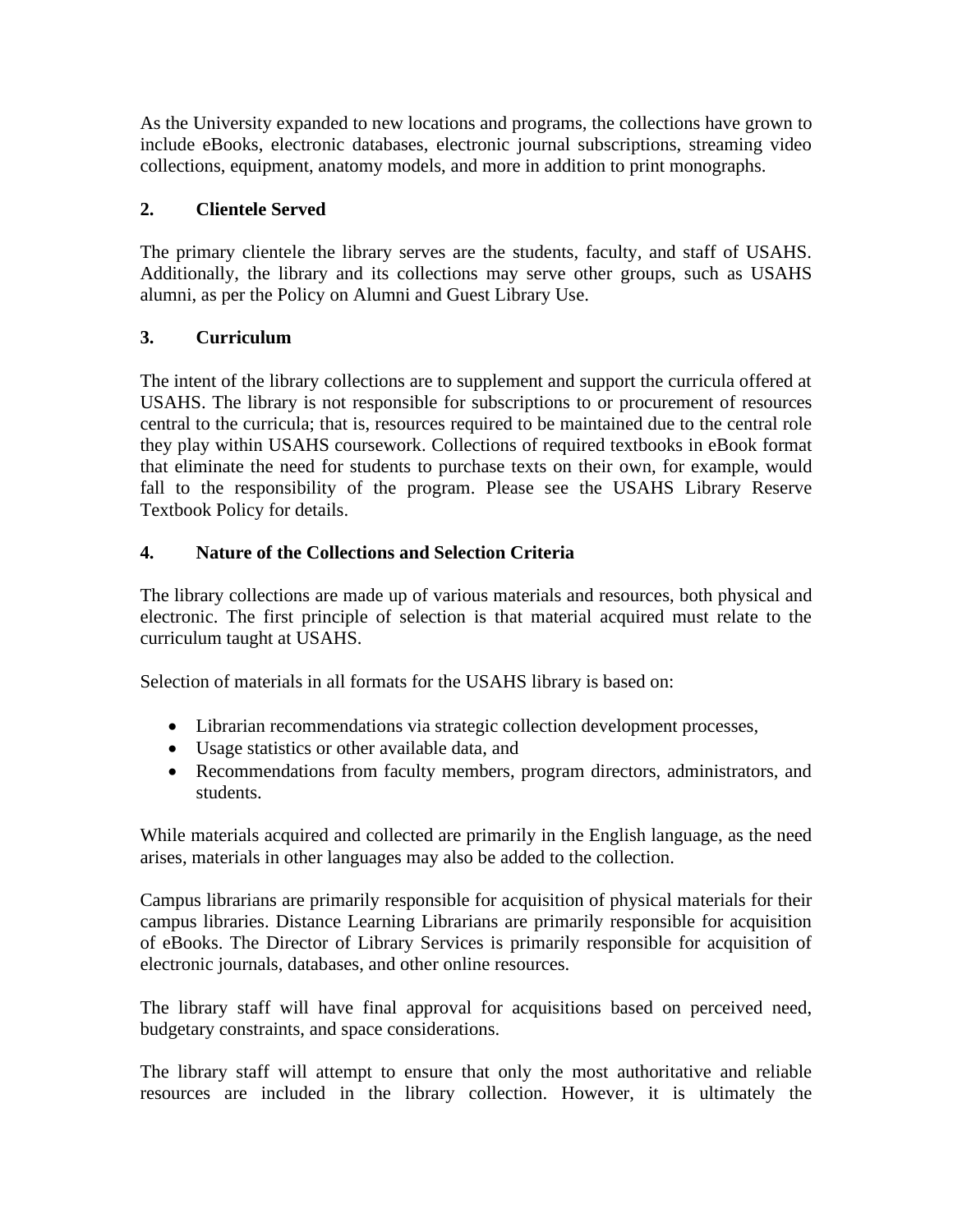As the University expanded to new locations and programs, the collections have grown to include eBooks, electronic databases, electronic journal subscriptions, streaming video collections, equipment, anatomy models, and more in addition to print monographs.

## 2. Clientele Served

The primary clientele the library serves are the students, faculty, and staff of USAHS. Additionally, the library and its collections may serve other groups, such as USAHS alumni, as per the Policy on Alumni and Guest Library Use.

## 3. Curriculum

The intent of the library collections are to supplement and support the curricula offered at USAHS. The library is not responsible for subscriptions to or procurement of resources central to the curricula; that is, resources required to be maintained due to the central role they play within USAHS coursework. Collections of required textbooks in eBook format that eliminate the need for students to purchase texts on their own, for example, would fall to the responsibility of the program. Please see the USAHS Library Reserve Textbook Policy for details.

## 4. Nature of the Collections and Selection Criteria

The library collections are made up of various materials and resources, both physical and electronic. The first principle of selection is that material acquired must relate to the curriculum taught at USAHS.

Selection of materials in all formats for the USAHS library is based on:

- Librarian recommendations via strategic collection development processes,
- Usage statistics or other available data, and
- Recommendations from faculty members, program directors, administrators, and students.

While materials acquired and collected are primarily in the English language, as the need arises, materials in other languages may also be added to the collection.

Campus librarians are primarily responsible for acquisition of physical materials for their campus libraries. Distance Learning Librarians are primarily responsible for acquisition of eBooks. The Director of Library Services is primarily responsible for acquisition of electronic journals, databases, and other online resources.

The library staff will have final approval for acquisitions based on perceived need, budgetary constraints, and space considerations.

The library staff will attempt to ensure that only the most authoritative and reliable resources are included in the library collection. However, it is ultimately the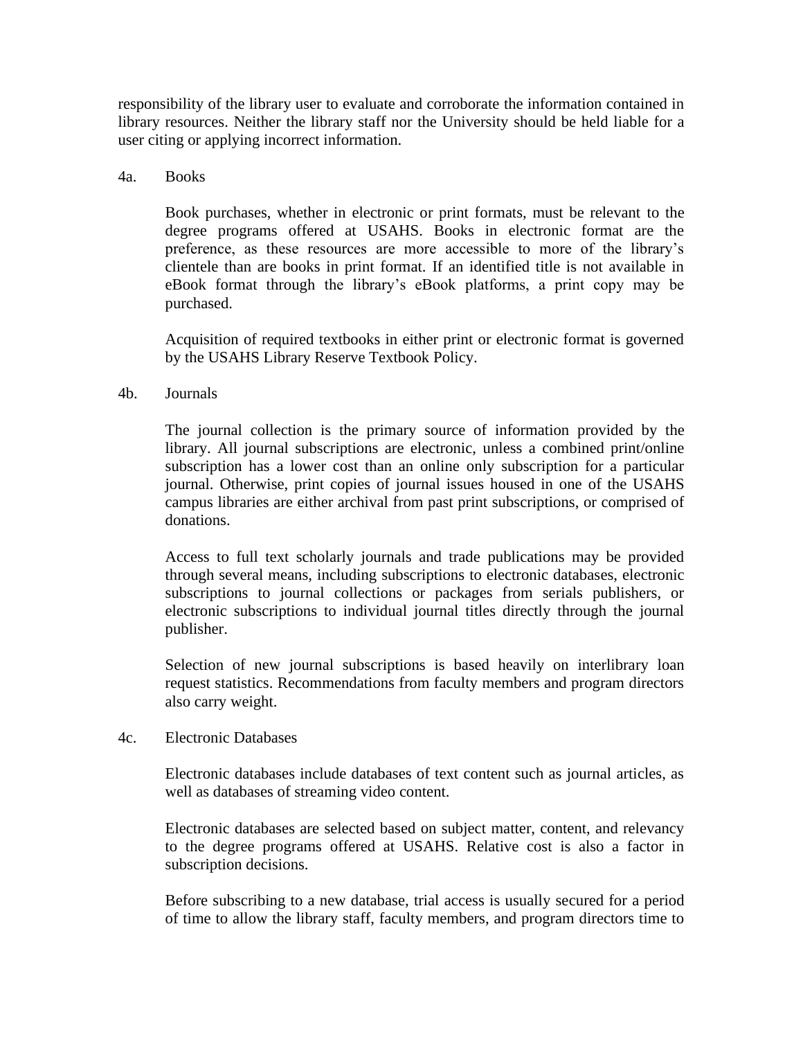responsibility of the library user to evaluate and corroborate the information contained in library resources. Neither the library staff nor the University should be held liable for a user citing or applying incorrect information.

4a. Books

Book purchases, whether in electronic or print formats, must be relevant to the degree programs offered at USAHS. Books in electronic format are the preference, as these resources are more accessible to more of the library's clientele than are books in print format. If an identified title is not available in eBook format through the library's eBook platforms, a print copy may be purchased.

Acquisition of required textbooks in either print or electronic format is governed by the USAHS Library Reserve Textbook Policy.

4b. Journals

The journal collection is the primary source of information provided by the library. All journal subscriptions are electronic, unless a combined print/online subscription has a lower cost than an online only subscription for a particular journal. Otherwise, print copies of journal issues housed in one of the USAHS campus libraries are either archival from past print subscriptions, or comprised of donations.

Access to full text scholarly journals and trade publications may be provided through several means, including subscriptions to electronic databases, electronic subscriptions to journal collections or packages from serials publishers, or electronic subscriptions to individual journal titles directly through the journal publisher.

Selection of new journal subscriptions is based heavily on interlibrary loan request statistics. Recommendations from faculty members and program directors also carry weight.

4c. Electronic Databases

Electronic databases include databases of text content such as journal articles, as well as databases of streaming video content.

Electronic databases are selected based on subject matter, content, and relevancy to the degree programs offered at USAHS. Relative cost is also a factor in subscription decisions.

Before subscribing to a new database, trial access is usually secured for a period of time to allow the library staff, faculty members, and program directors time to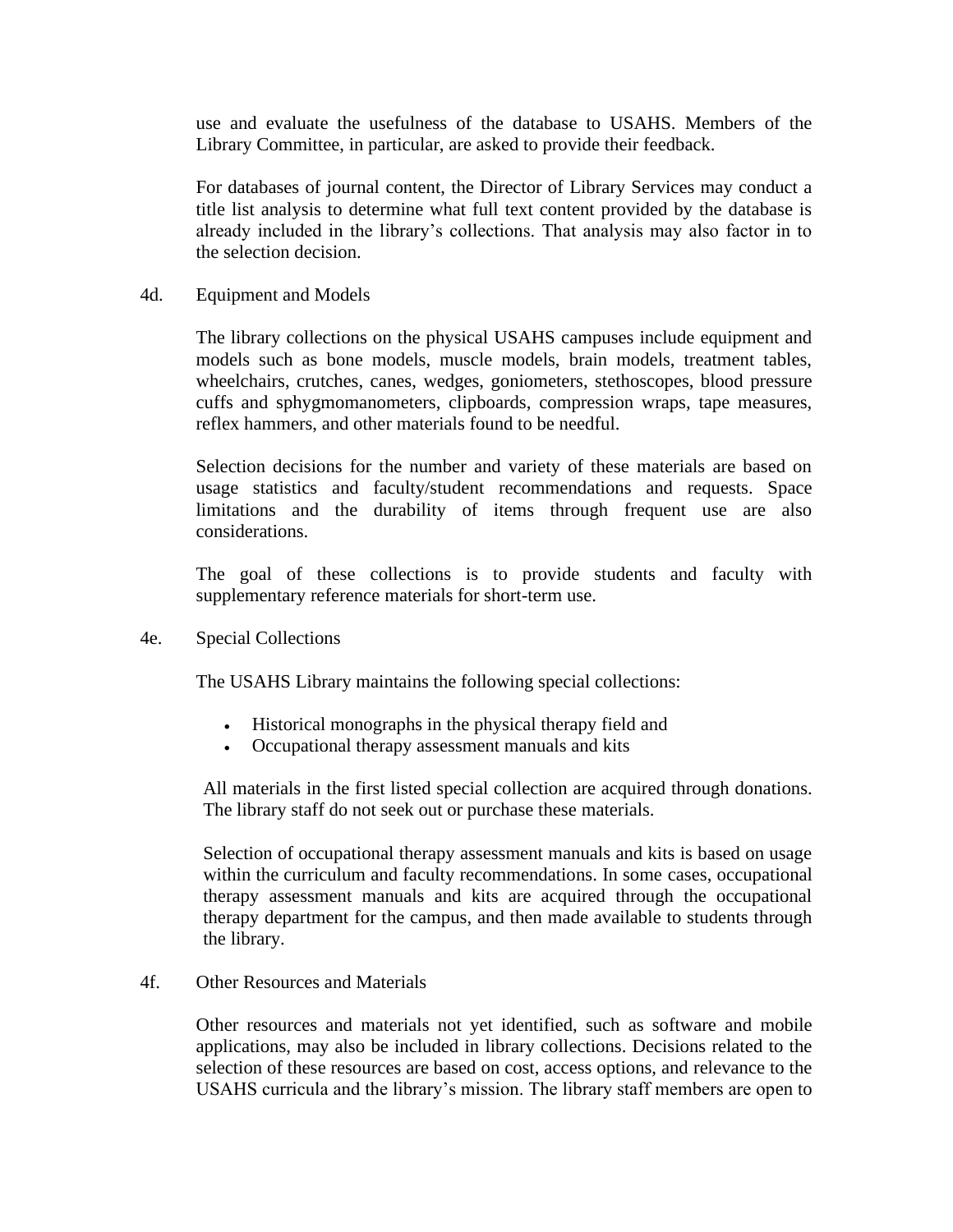use and evaluate the usefulness of the database to USAHS. Members of the Library Committee, in particular, are asked to provide their feedback.

For databases of journal content, the Director of Library Services may conduct a title list analysis to determine what full text content provided by the database is already included in the library's collections. That analysis may also factor in to the selection decision.

### 4d. Equipment and Models

The library collections on the physical USAHS campuses include equipment and models such as bone models, muscle models, brain models, treatment tables, wheelchairs, crutches, canes, wedges, goniometers, stethoscopes, blood pressure cuffs and sphygmomanometers, clipboards, compression wraps, tape measures, reflex hammers, and other materials found to be needful.

Selection decisions for the number and variety of these materials are based on usage statistics and faculty/student recommendations and requests. Space limitations and the durability of items through frequent use are also considerations.

The goal of these collections is to provide students and faculty with supplementary reference materials for short-term use.

### 4e. Special Collections

The USAHS Library maintains the following special collections:

- Historical monographs in the physical therapy field and
- Occupational therapy assessment manuals and kits

All materials in the first listed special collection are acquired through donations. The library staff do not seek out or purchase these materials.

Selection of occupational therapy assessment manuals and kits is based on usage within the curriculum and faculty recommendations. In some cases, occupational therapy assessment manuals and kits are acquired through the occupational therapy department for the campus, and then made available to students through the library.

### 4f. Other Resources and Materials

Other resources and materials not yet identified, such as software and mobile applications, may also be included in library collections. Decisions related to the selection of these resources are based on cost, access options, and relevance to the USAHS curricula and the library's mission. The library staff members are open to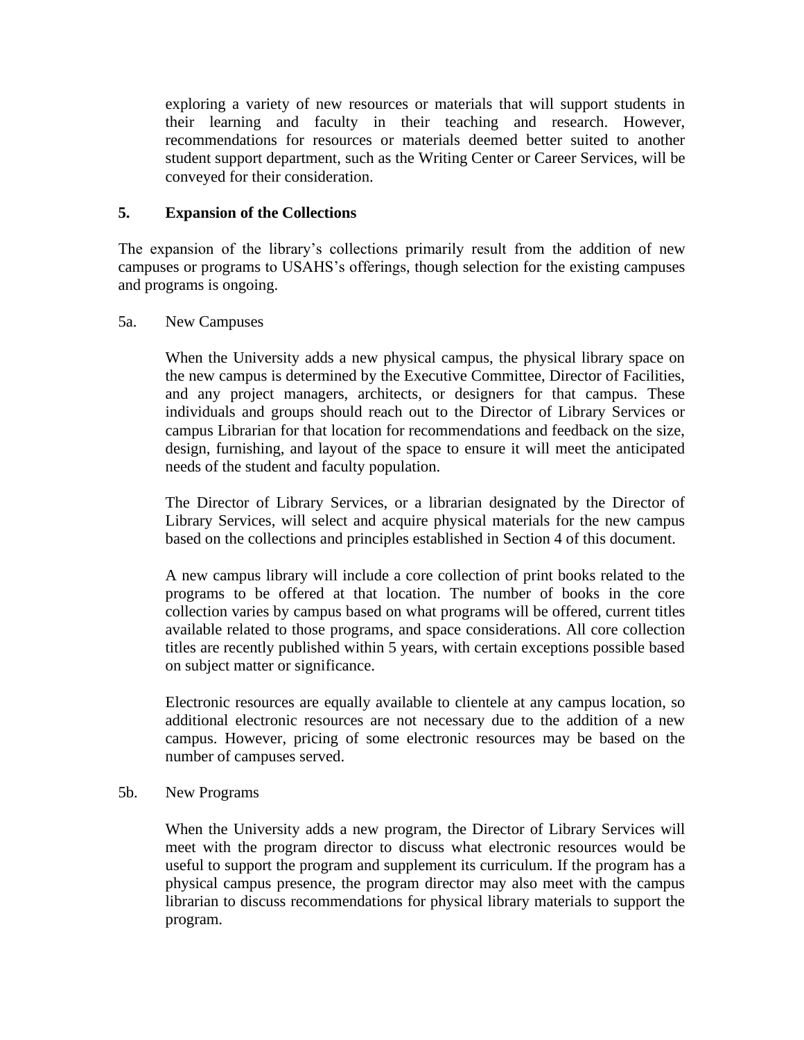exploring a variety of new resources or materials that will support students in their learning and faculty in their teaching and research. However, recommendations for resources or materials deemed better suited to another student support department, such as the Writing Center or Career Services, will be conveyed for their consideration.

## 5. Expansion of the Collections

The expansion of the library's collections primarily result from the addition of new campuses or programs to USAHS's offerings, though selection for the existing campuses and programs is ongoing.

### 5a. New Campuses

When the University adds a new physical campus, the physical library space on the new campus is determined by the Executive Committee, Director of Facilities, and any project managers, architects, or designers for that campus. These individuals and groups should reach out to the Director of Library Services or campus Librarian for that location for recommendations and feedback on the size, design, furnishing, and layout of the space to ensure it will meet the anticipated needs of the student and faculty population.

The Director of Library Services, or a librarian designated by the Director of Library Services, will select and acquire physical materials for the new campus based on the collections and principles established in Section 4 of this document.

A new campus library will include a core collection of print books related to the programs to be offered at that location. The number of books in the core collection varies by campus based on what programs will be offered, current titles available related to those programs, and space considerations. All core collection titles are recently published within 5 years, with certain exceptions possible based on subject matter or significance.

Electronic resources are equally available to clientele at any campus location, so additional electronic resources are not necessary due to the addition of a new campus. However, pricing of some electronic resources may be based on the number of campuses served.

### 5b. New Programs

When the University adds a new program, the Director of Library Services will meet with the program director to discuss what electronic resources would be useful to support the program and supplement its curriculum. If the program has a physical campus presence, the program director may also meet with the campus librarian to discuss recommendations for physical library materials to support the program.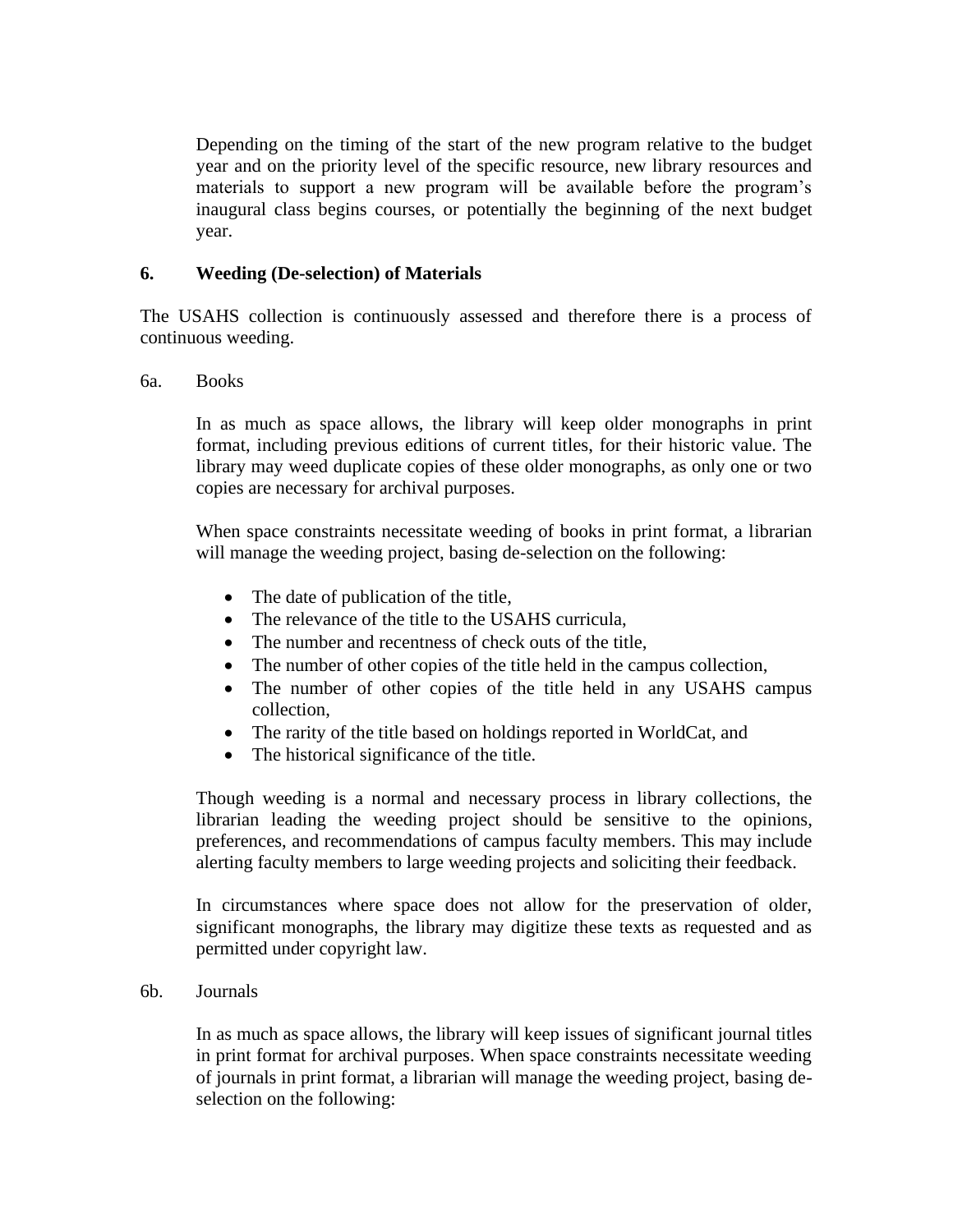Depending on the timing of the start of the new program relative to the budget year and on the priority level of the specific resource, new library resources and materials to support a new program will be available before the program's inaugural class begins courses, or potentially the beginning of the next budget year.

## 6. Weeding (De-selection) of Materials

The USAHS collection is continuously assessed and therefore there is a process of continuous weeding.

### 6a. Books

In as much as space allows, the library will keep older monographs in print format, including previous editions of current titles, for their historic value. The library may weed duplicate copies of these older monographs, as only one or two copies are necessary for archival purposes.

When space constraints necessitate weeding of books in print format, a librarian will manage the weeding project, basing de-selection on the following:

- The date of publication of the title,
- The relevance of the title to the USAHS curricula,
- The number and recentness of check outs of the title,
- The number of other copies of the title held in the campus collection,
- The number of other copies of the title held in any USAHS campus collection,
- The rarity of the title based on holdings reported in WorldCat, and
- The historical significance of the title.

Though weeding is a normal and necessary process in library collections, the librarian leading the weeding project should be sensitive to the opinions, preferences, and recommendations of campus faculty members. This may include alerting faculty members to large weeding projects and soliciting their feedback.

In circumstances where space does not allow for the preservation of older, significant monographs, the library may digitize these texts as requested and as permitted under copyright law.

### 6b. Journals

In as much as space allows, the library will keep issues of significant journal titles in print format for archival purposes. When space constraints necessitate weeding of journals in print format, a librarian will manage the weeding project, basing de-selection on the following: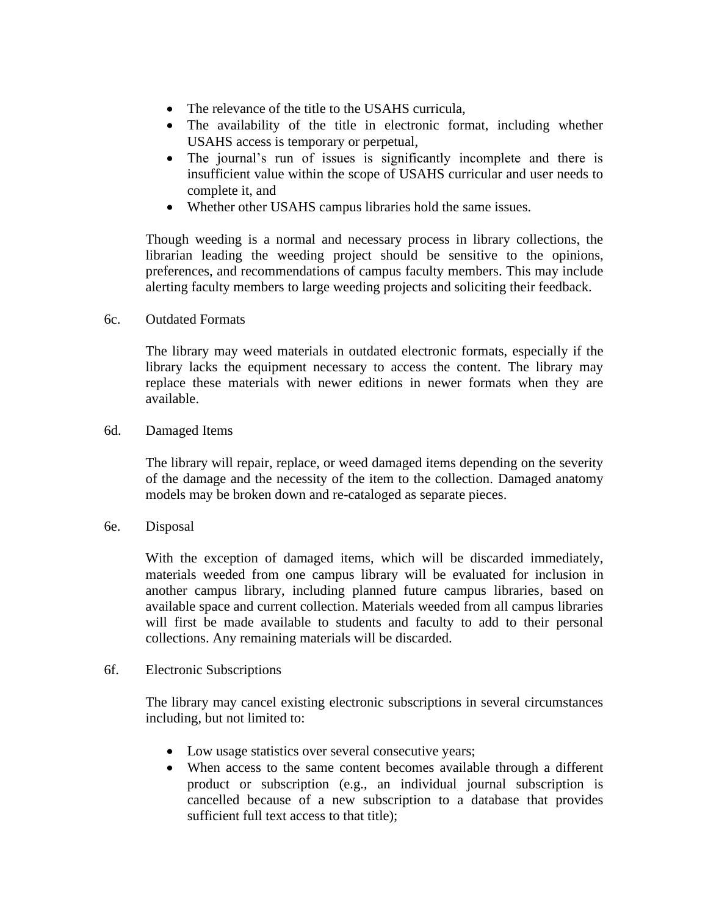- The relevance of the title to the USAHS curricula,
- The availability of the title in electronic format, including whether USAHS access is temporary or perpetual,
- The journal's run of issues is significantly incomplete and there is insufficient value within the scope of USAHS curricular and user needs to complete it, and
- Whether other USAHS campus libraries hold the same issues.

Though weeding is a normal and necessary process in library collections, the librarian leading the weeding project should be sensitive to the opinions, preferences, and recommendations of campus faculty members. This may include alerting faculty members to large weeding projects and soliciting their feedback.

6c. Outdated Formats

The library may weed materials in outdated electronic formats, especially if the library lacks the equipment necessary to access the content. The library may replace these materials with newer editions in newer formats when they are available.

6d. Damaged Items

The library will repair, replace, or weed damaged items depending on the severity of the damage and the necessity of the item to the collection. Damaged anatomy models may be broken down and re-cataloged as separate pieces.

6e. Disposal

With the exception of damaged items, which will be discarded immediately, materials weeded from one campus library will be evaluated for inclusion in another campus library, including planned future campus libraries, based on available space and current collection. Materials weeded from all campus libraries will first be made available to students and faculty to add to their personal collections. Any remaining materials will be discarded.

6f. Electronic Subscriptions

The library may cancel existing electronic subscriptions in several circumstances including, but not limited to:

- Low usage statistics over several consecutive years;
- When access to the same content becomes available through a different product or subscription (e.g., an individual journal subscription is cancelled because of a new subscription to a database that provides sufficient full text access to that title);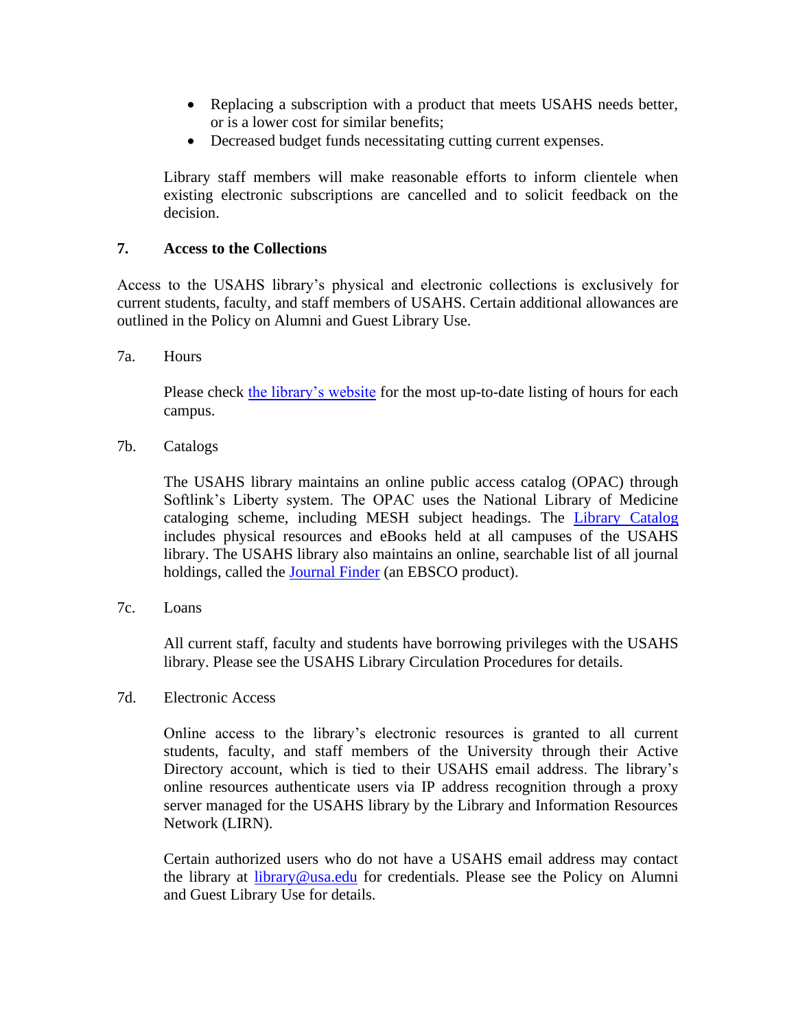- Replacing a subscription with a product that meets USAHS needs better, or is a lower cost for similar benefits;
- Decreased budget funds necessitating cutting current expenses.

Library staff members will make reasonable efforts to inform clientele when existing electronic subscriptions are cancelled and to solicit feedback on the decision.

## 7. Access to the Collections

Access to the USAHS library's physical and electronic collections is exclusively for current students, faculty, and staff members of USAHS. Certain additional allowances are outlined in the Policy on Alumni and Guest Library Use.

### 7a. Hours

Please check [the library's website]() for the most up-to-date listing of hours for each campus.

### 7b. Catalogs

The USAHS library maintains an online public access catalog (OPAC) through Softlink's Liberty system. The OPAC uses the National Library of Medicine cataloging scheme, including MESH subject headings. The [Library Catalog]() includes physical resources and eBooks held at all campuses of the USAHS library. The USAHS library also maintains an online, searchable list of all journal holdings, called the [Journal Finder]() (an EBSCO product).

### 7c. Loans

All current staff, faculty and students have borrowing privileges with the USAHS library. Please see the USAHS Library Circulation Procedures for details.

### 7d. Electronic Access

Online access to the library's electronic resources is granted to all current students, faculty, and staff members of the University through their Active Directory account, which is tied to their USAHS email address. The library's online resources authenticate users via IP address recognition through a proxy server managed for the USAHS library by the Library and Information Resources Network (LIRN).

Certain authorized users who do not have a USAHS email address may contact the library at [library@usa.edu](mailto:library@usa.edu) for credentials. Please see the Policy on Alumni and Guest Library Use for details.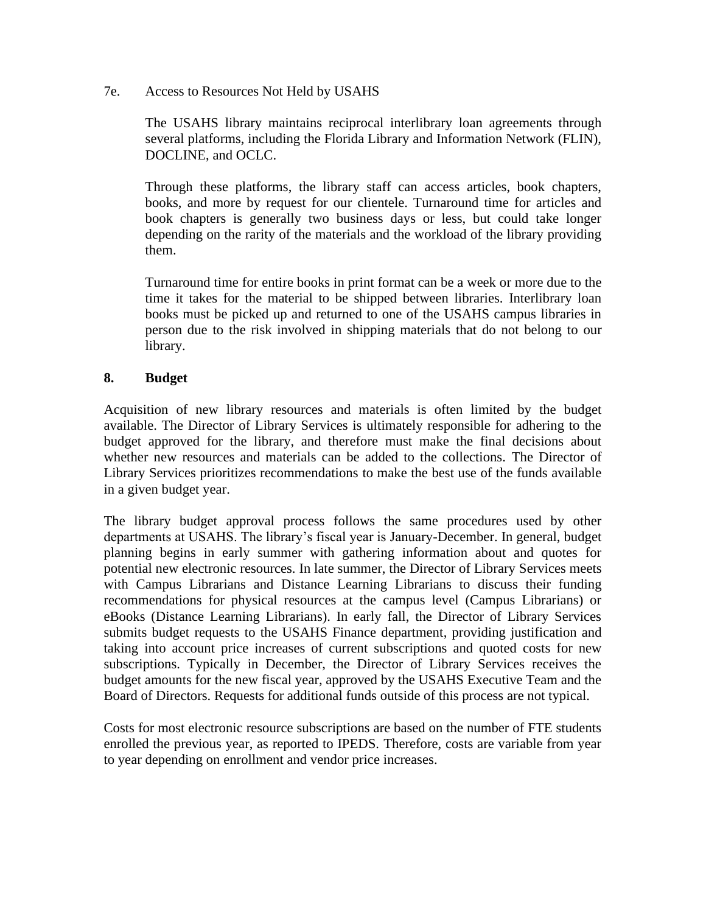7e. Access to Resources Not Held by USAHS

The USAHS library maintains reciprocal interlibrary loan agreements through several platforms, including the Florida Library and Information Network (FLIN), DOCLINE, and OCLC.

Through these platforms, the library staff can access articles, book chapters, books, and more by request for our clientele. Turnaround time for articles and book chapters is generally two business days or less, but could take longer depending on the rarity of the materials and the workload of the library providing them.

Turnaround time for entire books in print format can be a week or more due to the time it takes for the material to be shipped between libraries. Interlibrary loan books must be picked up and returned to one of the USAHS campus libraries in person due to the risk involved in shipping materials that do not belong to our library.

## 8. Budget

Acquisition of new library resources and materials is often limited by the budget available. The Director of Library Services is ultimately responsible for adhering to the budget approved for the library, and therefore must make the final decisions about whether new resources and materials can be added to the collections. The Director of Library Services prioritizes recommendations to make the best use of the funds available in a given budget year.

The library budget approval process follows the same procedures used by other departments at USAHS. The library's fiscal year is January-December. In general, budget planning begins in early summer with gathering information about and quotes for potential new electronic resources. In late summer, the Director of Library Services meets with Campus Librarians and Distance Learning Librarians to discuss their funding recommendations for physical resources at the campus level (Campus Librarians) or eBooks (Distance Learning Librarians). In early fall, the Director of Library Services submits budget requests to the USAHS Finance department, providing justification and taking into account price increases of current subscriptions and quoted costs for new subscriptions. Typically in December, the Director of Library Services receives the budget amounts for the new fiscal year, approved by the USAHS Executive Team and the Board of Directors. Requests for additional funds outside of this process are not typical.

Costs for most electronic resource subscriptions are based on the number of FTE students enrolled the previous year, as reported to IPEDS. Therefore, costs are variable from year to year depending on enrollment and vendor price increases.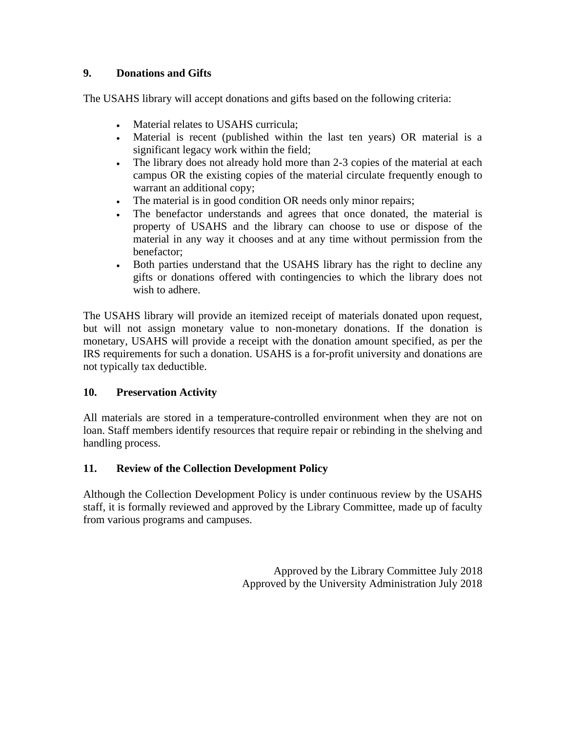## 9. Donations and Gifts

The USAHS library will accept donations and gifts based on the following criteria:

- Material relates to USAHS curricula;
- Material is recent (published within the last ten years) OR material is a significant legacy work within the field;
- The library does not already hold more than 2-3 copies of the material at each campus OR the existing copies of the material circulate frequently enough to warrant an additional copy;
- The material is in good condition OR needs only minor repairs;
- The benefactor understands and agrees that once donated, the material is property of USAHS and the library can choose to use or dispose of the material in any way it chooses and at any time without permission from the benefactor;
- Both parties understand that the USAHS library has the right to decline any gifts or donations offered with contingencies to which the library does not wish to adhere.

The USAHS library will provide an itemized receipt of materials donated upon request, but will not assign monetary value to non-monetary donations. If the donation is monetary, USAHS will provide a receipt with the donation amount specified, as per the IRS requirements for such a donation. USAHS is a for-profit university and donations are not typically tax deductible.

## 10. Preservation Activity

All materials are stored in a temperature-controlled environment when they are not on loan. Staff members identify resources that require repair or rebinding in the shelving and handling process.

## 11. Review of the Collection Development Policy

Although the Collection Development Policy is under continuous review by the USAHS staff, it is formally reviewed and approved by the Library Committee, made up of faculty from various programs and campuses.

Approved by the Library Committee July 2018
Approved by the University Administration July 2018